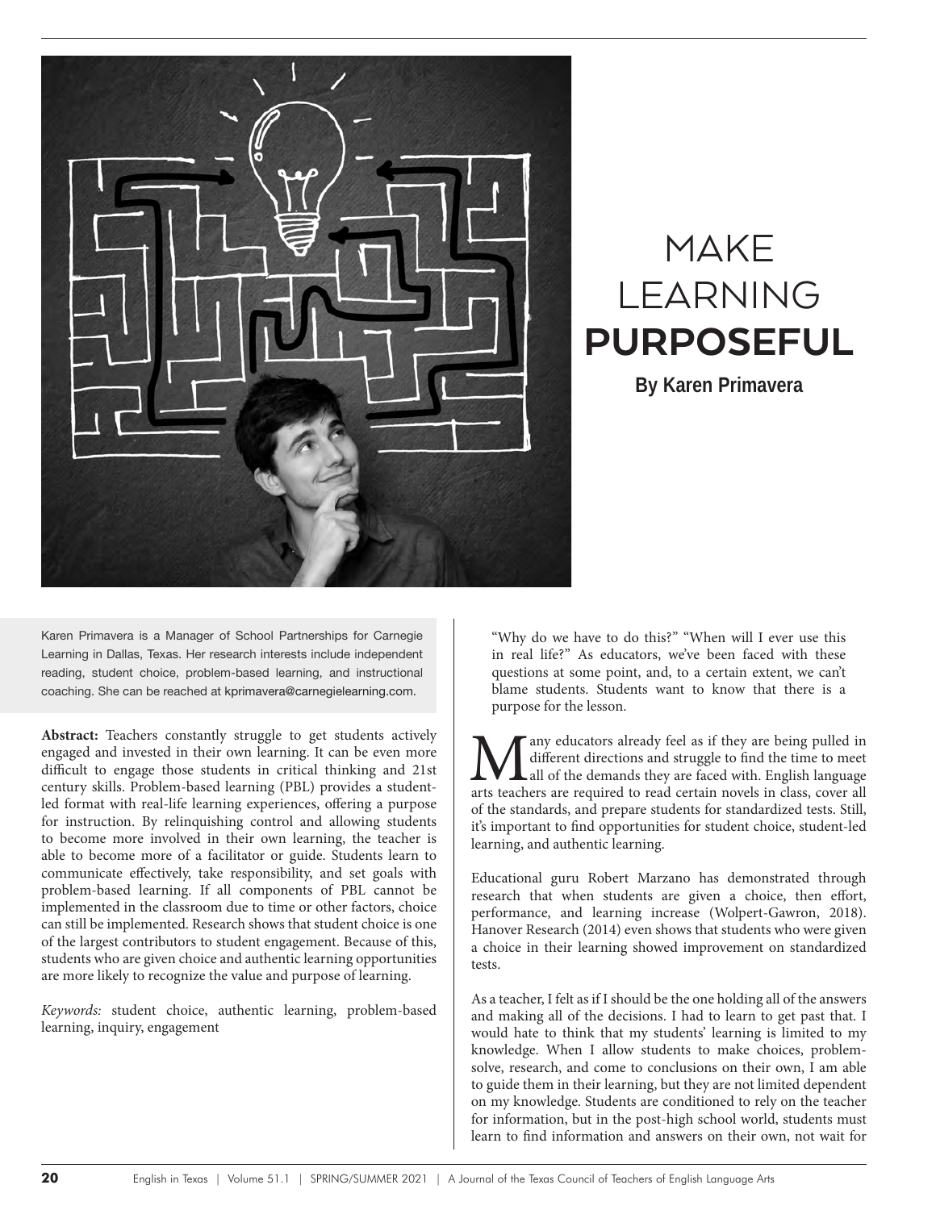# MAKE LEARNING **PURPOSEFUL**

**By Karen Primavera**

Karen Primavera is a Manager of School Partnerships for Carnegie Learning in Dallas, Texas. Her research interests include independent reading, student choice, problem-based learning, and instructional coaching. She can be reached at kprimavera@carnegielearning.com.

**Abstract:** Teachers constantly struggle to get students actively engaged and invested in their own learning. It can be even more difficult to engage those students in critical thinking and 21st century skills. Problem-based learning (PBL) provides a student-led format with real-life learning experiences, offering a purpose for instruction. By relinquishing control and allowing students to become more involved in their own learning, the teacher is able to become more of a facilitator or guide. Students learn to communicate effectively, take responsibility, and set goals with problem-based learning. If all components of PBL cannot be implemented in the classroom due to time or other factors, choice can still be implemented. Research shows that student choice is one of the largest contributors to student engagement. Because of this, students who are given choice and authentic learning opportunities are more likely to recognize the value and purpose of learning.

*Keywords:* student choice, authentic learning, problem-based learning, inquiry, engagement

"Why do we have to do this?" "When will I ever use this in real life?" As educators, we've been faced with these questions at some point, and, to a certain extent, we can't blame students. Students want to know that there is a purpose for the lesson.

Many educators already feel as if they are being pulled in different directions and struggle to find the time to meet all of the demands they are faced with. English language arts teachers are required to read certain novels in class, cover all of the standards, and prepare students for standardized tests. Still, it's important to find opportunities for student choice, student-led learning, and authentic learning.

Educational guru Robert Marzano has demonstrated through research that when students are given a choice, then effort, performance, and learning increase (Wolpert-Gawron, 2018). Hanover Research (2014) even shows that students who were given a choice in their learning showed improvement on standardized tests.

As a teacher, I felt as if I should be the one holding all of the answers and making all of the decisions. I had to learn to get past that. I would hate to think that my students' learning is limited to my knowledge. When I allow students to make choices, problem-solve, research, and come to conclusions on their own, I am able to guide them in their learning, but they are not limited dependent on my knowledge. Students are conditioned to rely on the teacher for information, but in the post-high school world, students must learn to find information and answers on their own, not wait for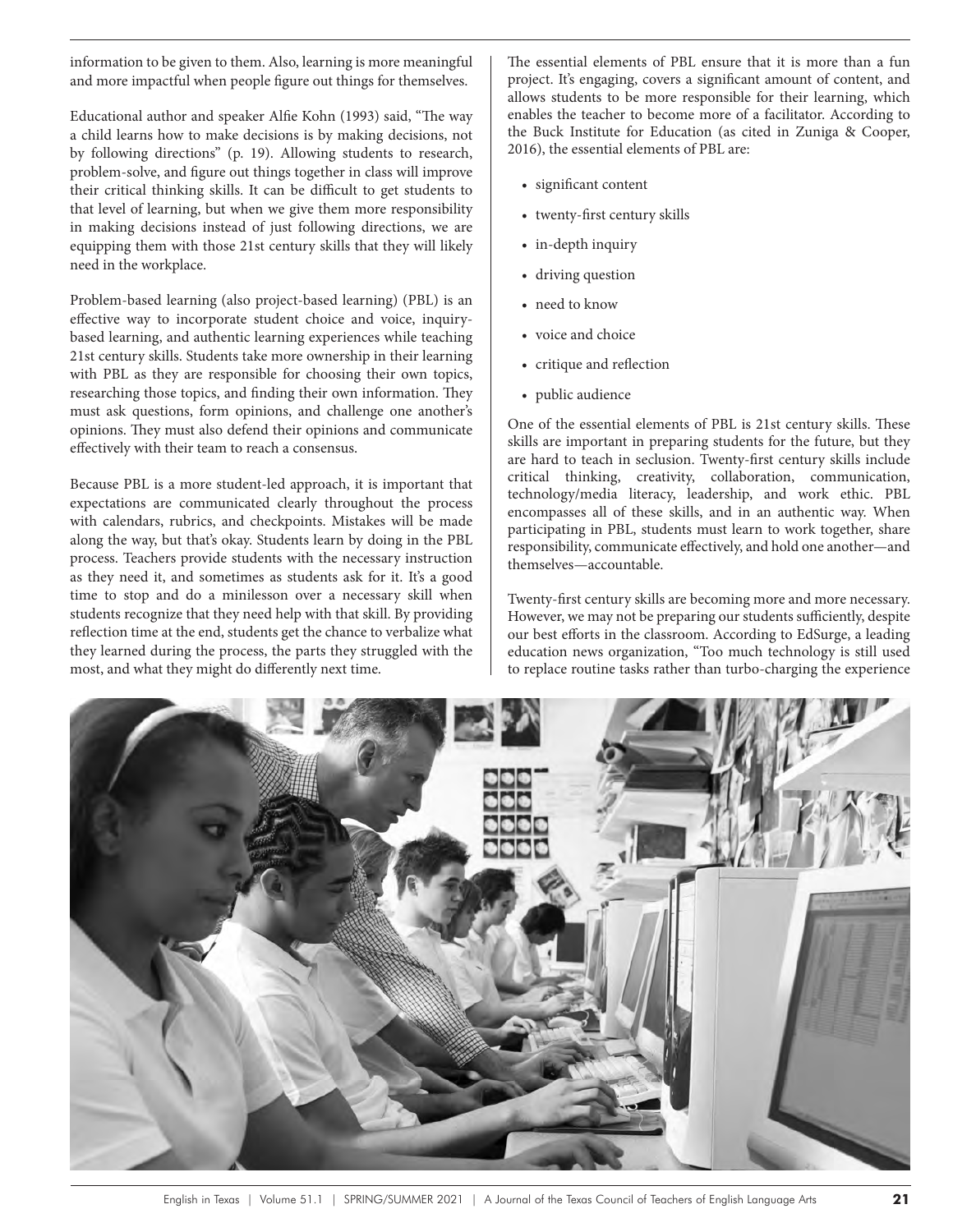information to be given to them. Also, learning is more meaningful and more impactful when people figure out things for themselves.

Educational author and speaker Alfie Kohn (1993) said, "The way a child learns how to make decisions is by making decisions, not by following directions" (p. 19). Allowing students to research, problem-solve, and figure out things together in class will improve their critical thinking skills. It can be difficult to get students to that level of learning, but when we give them more responsibility in making decisions instead of just following directions, we are equipping them with those 21st century skills that they will likely need in the workplace.

Problem-based learning (also project-based learning) (PBL) is an effective way to incorporate student choice and voice, inquiry-based learning, and authentic learning experiences while teaching 21st century skills. Students take more ownership in their learning with PBL as they are responsible for choosing their own topics, researching those topics, and finding their own information. They must ask questions, form opinions, and challenge one another's opinions. They must also defend their opinions and communicate effectively with their team to reach a consensus.

Because PBL is a more student-led approach, it is important that expectations are communicated clearly throughout the process with calendars, rubrics, and checkpoints. Mistakes will be made along the way, but that's okay. Students learn by doing in the PBL process. Teachers provide students with the necessary instruction as they need it, and sometimes as students ask for it. It's a good time to stop and do a minilesson over a necessary skill when students recognize that they need help with that skill. By providing reflection time at the end, students get the chance to verbalize what they learned during the process, the parts they struggled with the most, and what they might do differently next time.

The essential elements of PBL ensure that it is more than a fun project. It's engaging, covers a significant amount of content, and allows students to be more responsible for their learning, which enables the teacher to become more of a facilitator. According to the Buck Institute for Education (as cited in Zuniga & Cooper, 2016), the essential elements of PBL are:

- significant content
- twenty-first century skills
- in-depth inquiry
- driving question
- need to know
- voice and choice
- critique and reflection
- public audience

One of the essential elements of PBL is 21st century skills. These skills are important in preparing students for the future, but they are hard to teach in seclusion. Twenty-first century skills include critical thinking, creativity, collaboration, communication, technology/media literacy, leadership, and work ethic. PBL encompasses all of these skills, and in an authentic way. When participating in PBL, students must learn to work together, share responsibility, communicate effectively, and hold one another—and themselves—accountable.

Twenty-first century skills are becoming more and more necessary. However, we may not be preparing our students sufficiently, despite our best efforts in the classroom. According to EdSurge, a leading education news organization, "Too much technology is still used to replace routine tasks rather than turbo-charging the experience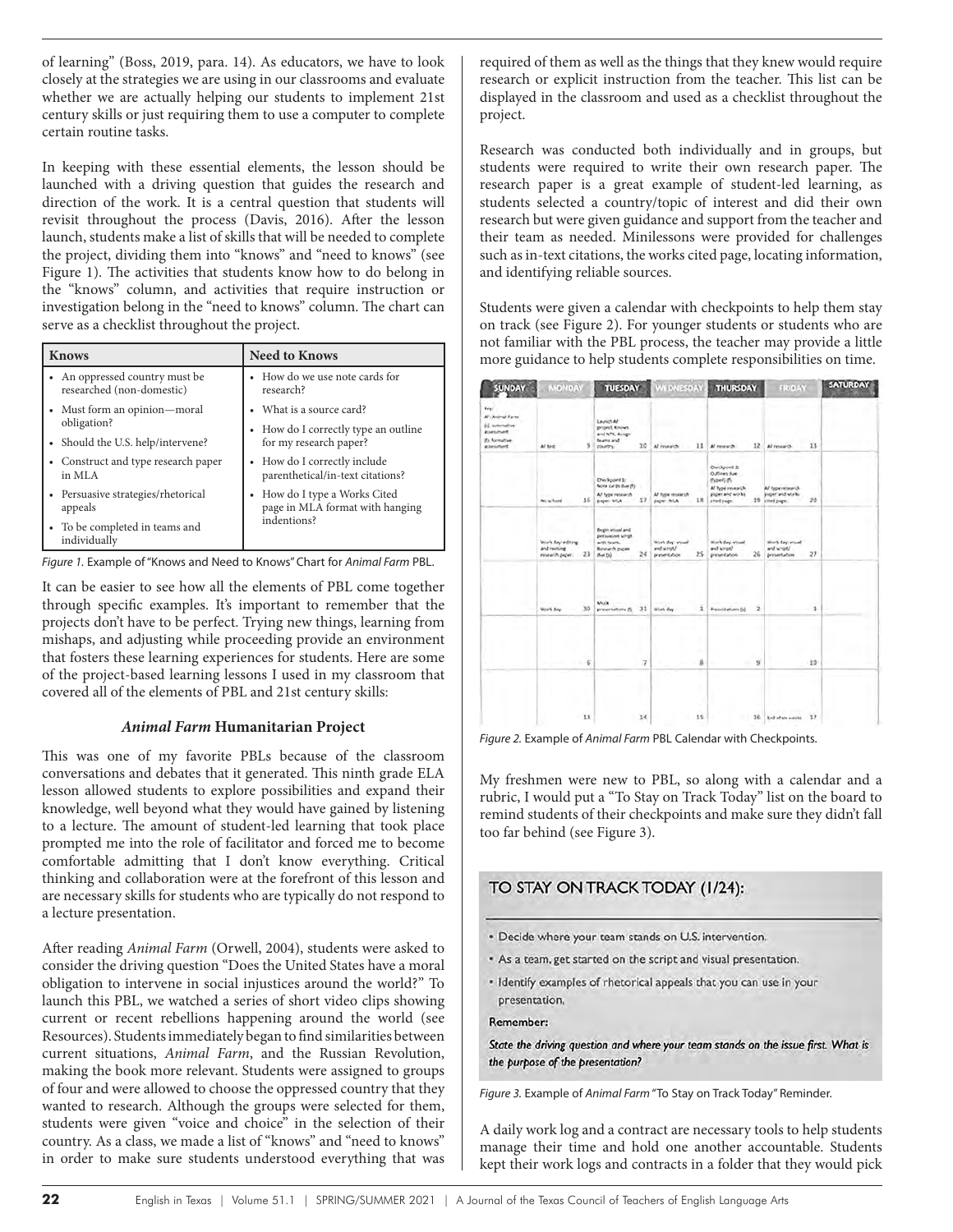of learning" (Boss, 2019, para. 14). As educators, we have to look closely at the strategies we are using in our classrooms and evaluate whether we are actually helping our students to implement 21st century skills or just requiring them to use a computer to complete certain routine tasks.

In keeping with these essential elements, the lesson should be launched with a driving question that guides the research and direction of the work. It is a central question that students will revisit throughout the process (Davis, 2016). After the lesson launch, students make a list of skills that will be needed to complete the project, dividing them into "knows" and "need to knows" (see Figure 1). The activities that students know how to do belong in the "knows" column, and activities that require instruction or investigation belong in the "need to knows" column. The chart can serve as a checklist throughout the project.

| Knows | Need to Knows |
|---|---|
| • An oppressed country must be researched (non-domestic)<br>• Must form an opinion—moral obligation?<br>• Should the U.S. help/intervene?<br>• Construct and type research paper in MLA<br>• Persuasive strategies/rhetorical appeals<br>• To be completed in teams and individually | • How do we use note cards for research?<br>• What is a source card?<br>• How do I correctly type an outline for my research paper?<br>• How do I correctly include parenthetical/in-text citations?<br>• How do I type a Works Cited page in MLA format with hanging indentions? |

*Figure 1.* Example of "Knows and Need to Knows" Chart for *Animal Farm* PBL.

It can be easier to see how all the elements of PBL come together through specific examples. It's important to remember that the projects don't have to be perfect. Trying new things, learning from mishaps, and adjusting while proceeding provide an environment that fosters these learning experiences for students. Here are some of the project-based learning lessons I used in my classroom that covered all of the elements of PBL and 21st century skills:

### *Animal Farm* Humanitarian Project

This was one of my favorite PBLs because of the classroom conversations and debates that it generated. This ninth grade ELA lesson allowed students to explore possibilities and expand their knowledge, well beyond what they would have gained by listening to a lecture. The amount of student-led learning that took place prompted me into the role of facilitator and forced me to become comfortable admitting that I don't know everything. Critical thinking and collaboration were at the forefront of this lesson and are necessary skills for students who are typically do not respond to a lecture presentation.

After reading *Animal Farm* (Orwell, 2004), students were asked to consider the driving question "Does the United States have a moral obligation to intervene in social injustices around the world?" To launch this PBL, we watched a series of short video clips showing current or recent rebellions happening around the world (see Resources). Students immediately began to find similarities between current situations, *Animal Farm*, and the Russian Revolution, making the book more relevant. Students were assigned to groups of four and were allowed to choose the oppressed country that they wanted to research. Although the groups were selected for them, students were given "voice and choice" in the selection of their country. As a class, we made a list of "knows" and "need to knows" in order to make sure students understood everything that was required of them as well as the things that they knew would require research or explicit instruction from the teacher. This list can be displayed in the classroom and used as a checklist throughout the project.

Research was conducted both individually and in groups, but students were required to write their own research paper. The research paper is a great example of student-led learning, as students selected a country/topic of interest and did their own research but were given guidance and support from the teacher and their team as needed. Minilessons were provided for challenges such as in-text citations, the works cited page, locating information, and identifying reliable sources.

Students were given a calendar with checkpoints to help them stay on track (see Figure 2). For younger students or students who are not familiar with the PBL process, the teacher may provide a little more guidance to help students complete responsibilities on time.

| SUNDAY | MONDAY | TUESDAY | WEDNESDAY | THURSDAY | FRIDAY | SATURDAY |
|---|---|---|---|---|---|---|
| Key: AF: Animal Farm (s): summative assessment (f): formative assessment | AF test 9 | Launch AF project, Knows and NTK, Assign teams and country. 10 | AF research 11 | AF research 12 | AF research 13 | |
| | No school 16 | Checkpoint 1: Note cards due (f) AF type research paper: MLA 17 | AF type research paper: MLA 18 | Checkpoint 2: Outlines due (typed) (f) AF type research paper and works cited page 19 | AF type research paper and works cited page 20 | |
| | Work day: editing and revising research paper 23 | Begin visual and persuasive script with team. Research paper due (s) 24 | Work day: visual and script/presentation 25 | Work day: visual and script/presentation 26 | Work day: visual and script/presentation 27 | |
| | Work day 30 | Mock presentations (f) 31 | Work day 1 | Presentations (s) 2 | 3 | |
| | 6 | 7 | 8 | 9 | 10 | |
| | 13 | 14 | 15 | 16 | End of six weeks 17 | |

*Figure 2.* Example of *Animal Farm* PBL Calendar with Checkpoints.

My freshmen were new to PBL, so along with a calendar and a rubric, I would put a "To Stay on Track Today" list on the board to remind students of their checkpoints and make sure they didn't fall too far behind (see Figure 3).

**TO STAY ON TRACK TODAY (1/24):**

- Decide where your team stands on U.S. intervention.
- As a team, get started on the script and visual presentation.
- Identify examples of rhetorical appeals that you can use in your presentation.

**Remember:**

*State the driving question and where your team stands on the issue first. What is the purpose of the presentation?*

*Figure 3.* Example of *Animal Farm* "To Stay on Track Today" Reminder.

A daily work log and a contract are necessary tools to help students manage their time and hold one another accountable. Students kept their work logs and contracts in a folder that they would pick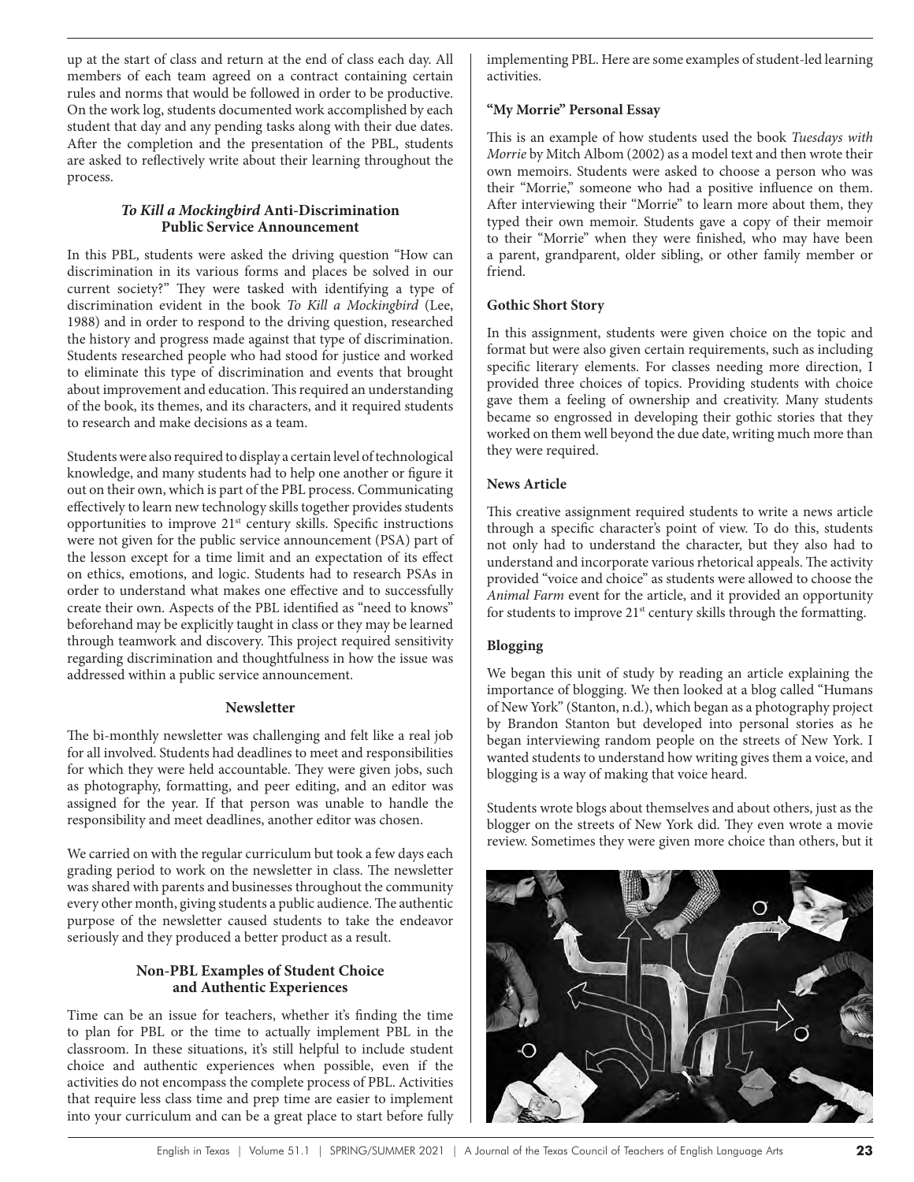up at the start of class and return at the end of class each day. All members of each team agreed on a contract containing certain rules and norms that would be followed in order to be productive. On the work log, students documented work accomplished by each student that day and any pending tasks along with their due dates. After the completion and the presentation of the PBL, students are asked to reflectively write about their learning throughout the process.

### *To Kill a Mockingbird* Anti-Discrimination Public Service Announcement

In this PBL, students were asked the driving question "How can discrimination in its various forms and places be solved in our current society?" They were tasked with identifying a type of discrimination evident in the book *To Kill a Mockingbird* (Lee, 1988) and in order to respond to the driving question, researched the history and progress made against that type of discrimination. Students researched people who had stood for justice and worked to eliminate this type of discrimination and events that brought about improvement and education. This required an understanding of the book, its themes, and its characters, and it required students to research and make decisions as a team.

Students were also required to display a certain level of technological knowledge, and many students had to help one another or figure it out on their own, which is part of the PBL process. Communicating effectively to learn new technology skills together provides students opportunities to improve 21st century skills. Specific instructions were not given for the public service announcement (PSA) part of the lesson except for a time limit and an expectation of its effect on ethics, emotions, and logic. Students had to research PSAs in order to understand what makes one effective and to successfully create their own. Aspects of the PBL identified as "need to knows" beforehand may be explicitly taught in class or they may be learned through teamwork and discovery. This project required sensitivity regarding discrimination and thoughtfulness in how the issue was addressed within a public service announcement.

### Newsletter

The bi-monthly newsletter was challenging and felt like a real job for all involved. Students had deadlines to meet and responsibilities for which they were held accountable. They were given jobs, such as photography, formatting, and peer editing, and an editor was assigned for the year. If that person was unable to handle the responsibility and meet deadlines, another editor was chosen.

We carried on with the regular curriculum but took a few days each grading period to work on the newsletter in class. The newsletter was shared with parents and businesses throughout the community every other month, giving students a public audience. The authentic purpose of the newsletter caused students to take the endeavor seriously and they produced a better product as a result.

### Non-PBL Examples of Student Choice and Authentic Experiences

Time can be an issue for teachers, whether it's finding the time to plan for PBL or the time to actually implement PBL in the classroom. In these situations, it's still helpful to include student choice and authentic experiences when possible, even if the activities do not encompass the complete process of PBL. Activities that require less class time and prep time are easier to implement into your curriculum and can be a great place to start before fully implementing PBL. Here are some examples of student-led learning activities.

#### "My Morrie" Personal Essay

This is an example of how students used the book *Tuesdays with Morrie* by Mitch Albom (2002) as a model text and then wrote their own memoirs. Students were asked to choose a person who was their "Morrie," someone who had a positive influence on them. After interviewing their "Morrie" to learn more about them, they typed their own memoir. Students gave a copy of their memoir to their "Morrie" when they were finished, who may have been a parent, grandparent, older sibling, or other family member or friend.

#### Gothic Short Story

In this assignment, students were given choice on the topic and format but were also given certain requirements, such as including specific literary elements. For classes needing more direction, I provided three choices of topics. Providing students with choice gave them a feeling of ownership and creativity. Many students became so engrossed in developing their gothic stories that they worked on them well beyond the due date, writing much more than they were required.

#### News Article

This creative assignment required students to write a news article through a specific character's point of view. To do this, students not only had to understand the character, but they also had to understand and incorporate various rhetorical appeals. The activity provided "voice and choice" as students were allowed to choose the *Animal Farm* event for the article, and it provided an opportunity for students to improve 21st century skills through the formatting.

#### Blogging

We began this unit of study by reading an article explaining the importance of blogging. We then looked at a blog called "Humans of New York" (Stanton, n.d.), which began as a photography project by Brandon Stanton but developed into personal stories as he began interviewing random people on the streets of New York. I wanted students to understand how writing gives them a voice, and blogging is a way of making that voice heard.

Students wrote blogs about themselves and about others, just as the blogger on the streets of New York did. They even wrote a movie review. Sometimes they were given more choice than others, but it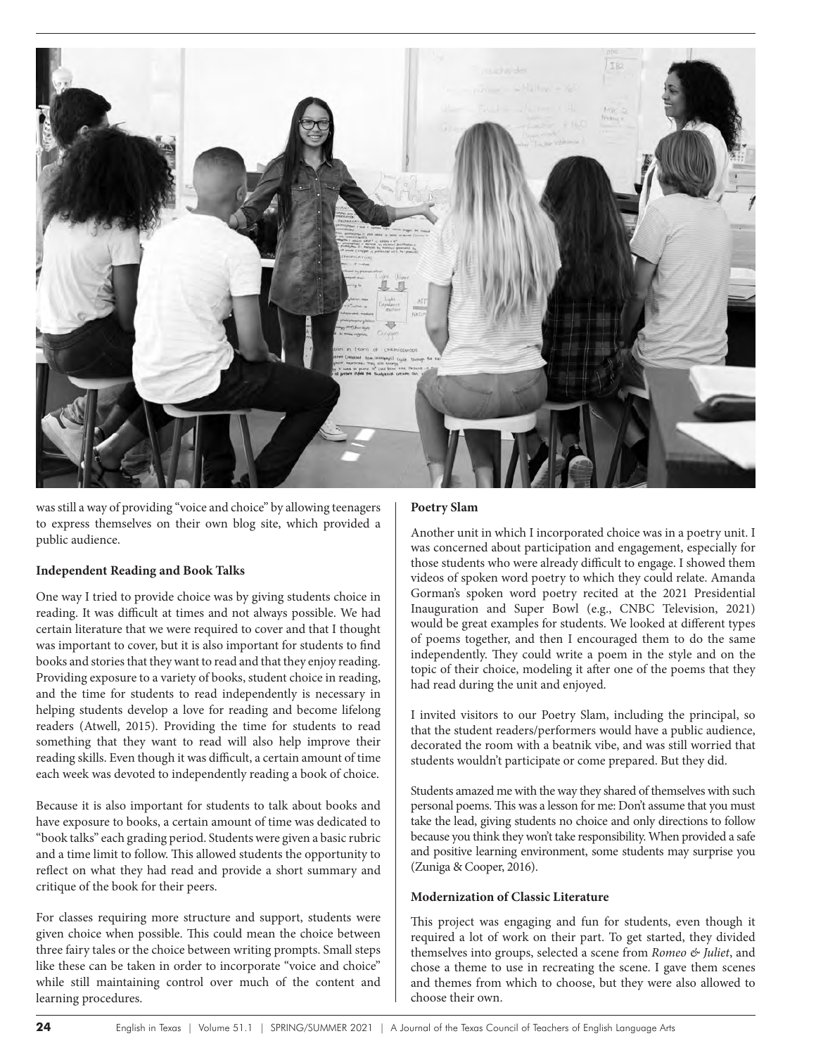was still a way of providing "voice and choice" by allowing teenagers to express themselves on their own blog site, which provided a public audience.

**Independent Reading and Book Talks**

One way I tried to provide choice was by giving students choice in reading. It was difficult at times and not always possible. We had certain literature that we were required to cover and that I thought was important to cover, but it is also important for students to find books and stories that they want to read and that they enjoy reading. Providing exposure to a variety of books, student choice in reading, and the time for students to read independently is necessary in helping students develop a love for reading and become lifelong readers (Atwell, 2015). Providing the time for students to read something that they want to read will also help improve their reading skills. Even though it was difficult, a certain amount of time each week was devoted to independently reading a book of choice.

Because it is also important for students to talk about books and have exposure to books, a certain amount of time was dedicated to "book talks" each grading period. Students were given a basic rubric and a time limit to follow. This allowed students the opportunity to reflect on what they had read and provide a short summary and critique of the book for their peers.

For classes requiring more structure and support, students were given choice when possible. This could mean the choice between three fairy tales or the choice between writing prompts. Small steps like these can be taken in order to incorporate "voice and choice" while still maintaining control over much of the content and learning procedures.

**Poetry Slam**

Another unit in which I incorporated choice was in a poetry unit. I was concerned about participation and engagement, especially for those students who were already difficult to engage. I showed them videos of spoken word poetry to which they could relate. Amanda Gorman's spoken word poetry recited at the 2021 Presidential Inauguration and Super Bowl (e.g., CNBC Television, 2021) would be great examples for students. We looked at different types of poems together, and then I encouraged them to do the same independently. They could write a poem in the style and on the topic of their choice, modeling it after one of the poems that they had read during the unit and enjoyed.

I invited visitors to our Poetry Slam, including the principal, so that the student readers/performers would have a public audience, decorated the room with a beatnik vibe, and was still worried that students wouldn't participate or come prepared. But they did.

Students amazed me with the way they shared of themselves with such personal poems. This was a lesson for me: Don't assume that you must take the lead, giving students no choice and only directions to follow because you think they won't take responsibility. When provided a safe and positive learning environment, some students may surprise you (Zuniga & Cooper, 2016).

**Modernization of Classic Literature**

This project was engaging and fun for students, even though it required a lot of work on their part. To get started, they divided themselves into groups, selected a scene from *Romeo & Juliet*, and chose a theme to use in recreating the scene. I gave them scenes and themes from which to choose, but they were also allowed to choose their own.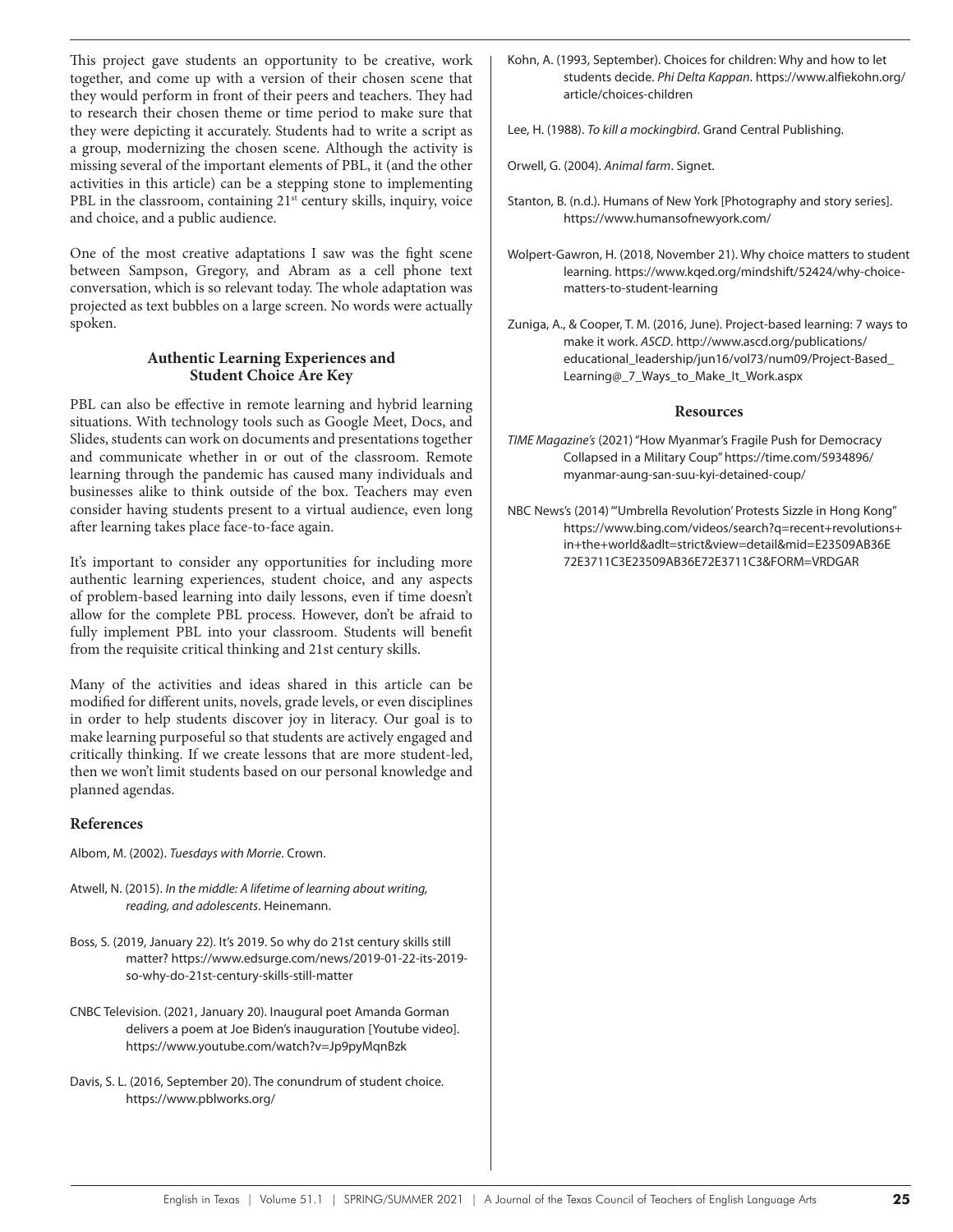This project gave students an opportunity to be creative, work together, and come up with a version of their chosen scene that they would perform in front of their peers and teachers. They had to research their chosen theme or time period to make sure that they were depicting it accurately. Students had to write a script as a group, modernizing the chosen scene. Although the activity is missing several of the important elements of PBL, it (and the other activities in this article) can be a stepping stone to implementing PBL in the classroom, containing 21st century skills, inquiry, voice and choice, and a public audience.

One of the most creative adaptations I saw was the fight scene between Sampson, Gregory, and Abram as a cell phone text conversation, which is so relevant today. The whole adaptation was projected as text bubbles on a large screen. No words were actually spoken.

### Authentic Learning Experiences and Student Choice Are Key

PBL can also be effective in remote learning and hybrid learning situations. With technology tools such as Google Meet, Docs, and Slides, students can work on documents and presentations together and communicate whether in or out of the classroom. Remote learning through the pandemic has caused many individuals and businesses alike to think outside of the box. Teachers may even consider having students present to a virtual audience, even long after learning takes place face-to-face again.

It's important to consider any opportunities for including more authentic learning experiences, student choice, and any aspects of problem-based learning into daily lessons, even if time doesn't allow for the complete PBL process. However, don't be afraid to fully implement PBL into your classroom. Students will benefit from the requisite critical thinking and 21st century skills.

Many of the activities and ideas shared in this article can be modified for different units, novels, grade levels, or even disciplines in order to help students discover joy in literacy. Our goal is to make learning purposeful so that students are actively engaged and critically thinking. If we create lessons that are more student-led, then we won't limit students based on our personal knowledge and planned agendas.

### References

Albom, M. (2002). *Tuesdays with Morrie*. Crown.

Atwell, N. (2015). *In the middle: A lifetime of learning about writing, reading, and adolescents*. Heinemann.

Boss, S. (2019, January 22). It's 2019. So why do 21st century skills still matter? https://www.edsurge.com/news/2019-01-22-its-2019-so-why-do-21st-century-skills-still-matter

CNBC Television. (2021, January 20). Inaugural poet Amanda Gorman delivers a poem at Joe Biden's inauguration [Youtube video]. https://www.youtube.com/watch?v=Jp9pyMqnBzk

Davis, S. L. (2016, September 20). The conundrum of student choice. https://www.pblworks.org/

Kohn, A. (1993, September). Choices for children: Why and how to let students decide. *Phi Delta Kappan*. https://www.alfiekohn.org/article/choices-children

Lee, H. (1988). *To kill a mockingbird*. Grand Central Publishing.

Orwell, G. (2004). *Animal farm*. Signet.

Stanton, B. (n.d.). Humans of New York [Photography and story series]. https://www.humansofnewyork.com/

Wolpert-Gawron, H. (2018, November 21). Why choice matters to student learning. https://www.kqed.org/mindshift/52424/why-choice-matters-to-student-learning

Zuniga, A., & Cooper, T. M. (2016, June). Project-based learning: 7 ways to make it work. *ASCD*. http://www.ascd.org/publications/educational_leadership/jun16/vol73/num09/Project-Based_Learning@_7_Ways_to_Make_It_Work.aspx

### Resources

*TIME Magazine's* (2021) "How Myanmar's Fragile Push for Democracy Collapsed in a Military Coup" https://time.com/5934896/myanmar-aung-san-suu-kyi-detained-coup/

NBC News's (2014) "'Umbrella Revolution' Protests Sizzle in Hong Kong" https://www.bing.com/videos/search?q=recent+revolutions+in+the+world&adlt=strict&view=detail&mid=E23509AB36E72E3711C3E23509AB36E72E3711C3&FORM=VRDGAR